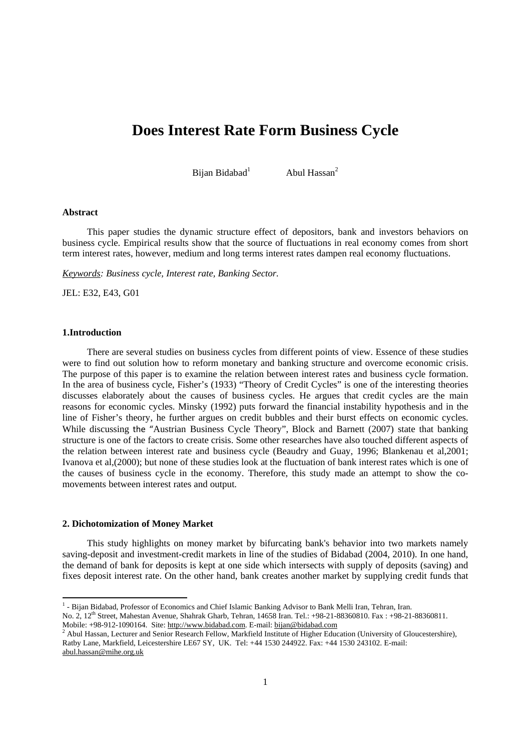# Does Interest Rate Form Business Cycle

Bijan Bidabad[1] Abul Hassan[2]

**Abstract**

This paper studies the dynamic structure effect of depositors, bank and investors behaviors on business cycle. Empirical results show that the source of fluctuations in real economy comes from short term interest rates, however, medium and long terms interest rates dampen real economy fluctuations.

*Keywords: Business cycle, Interest rate, Banking Sector.*

JEL: E32, E43, G01

## 1.Introduction

There are several studies on business cycles from different points of view. Essence of these studies were to find out solution how to reform monetary and banking structure and overcome economic crisis. The purpose of this paper is to examine the relation between interest rates and business cycle formation. In the area of business cycle, Fisher's (1933) "Theory of Credit Cycles" is one of the interesting theories discusses elaborately about the causes of business cycles. He argues that credit cycles are the main reasons for economic cycles. Minsky (1992) puts forward the financial instability hypothesis and in the line of Fisher's theory, he further argues on credit bubbles and their burst effects on economic cycles. While discussing the "Austrian Business Cycle Theory", Block and Barnett (2007) state that banking structure is one of the factors to create crisis. Some other researches have also touched different aspects of the relation between interest rate and business cycle (Beaudry and Guay, 1996; Blankenau et al,2001; Ivanova et al,(2000); but none of these studies look at the fluctuation of bank interest rates which is one of the causes of business cycle in the economy. Therefore, this study made an attempt to show the co-movements between interest rates and output.

## 2. Dichotomization of Money Market

This study highlights on money market by bifurcating bank's behavior into two markets namely saving-deposit and investment-credit markets in line of the studies of Bidabad (2004, 2010). In one hand, the demand of bank for deposits is kept at one side which intersects with supply of deposits (saving) and fixes deposit interest rate. On the other hand, bank creates another market by supplying credit funds that

---

[1] - Bijan Bidabad, Professor of Economics and Chief Islamic Banking Advisor to Bank Melli Iran, Tehran, Iran. No. 2, 12th Street, Mahestan Avenue, Shahrak Gharb, Tehran, 14658 Iran. Tel.: +98-21-88360810. Fax : +98-21-88360811. Mobile: +98-912-1090164. Site: http://www.bidabad.com. E-mail: bijan@bidabad.com

[2] Abul Hassan, Lecturer and Senior Research Fellow, Markfield Institute of Higher Education (University of Gloucestershire), Ratby Lane, Markfield, Leicestershire LE67 SY, UK. Tel: +44 1530 244922. Fax: +44 1530 243102. E-mail: abul.hassan@mihe.org.uk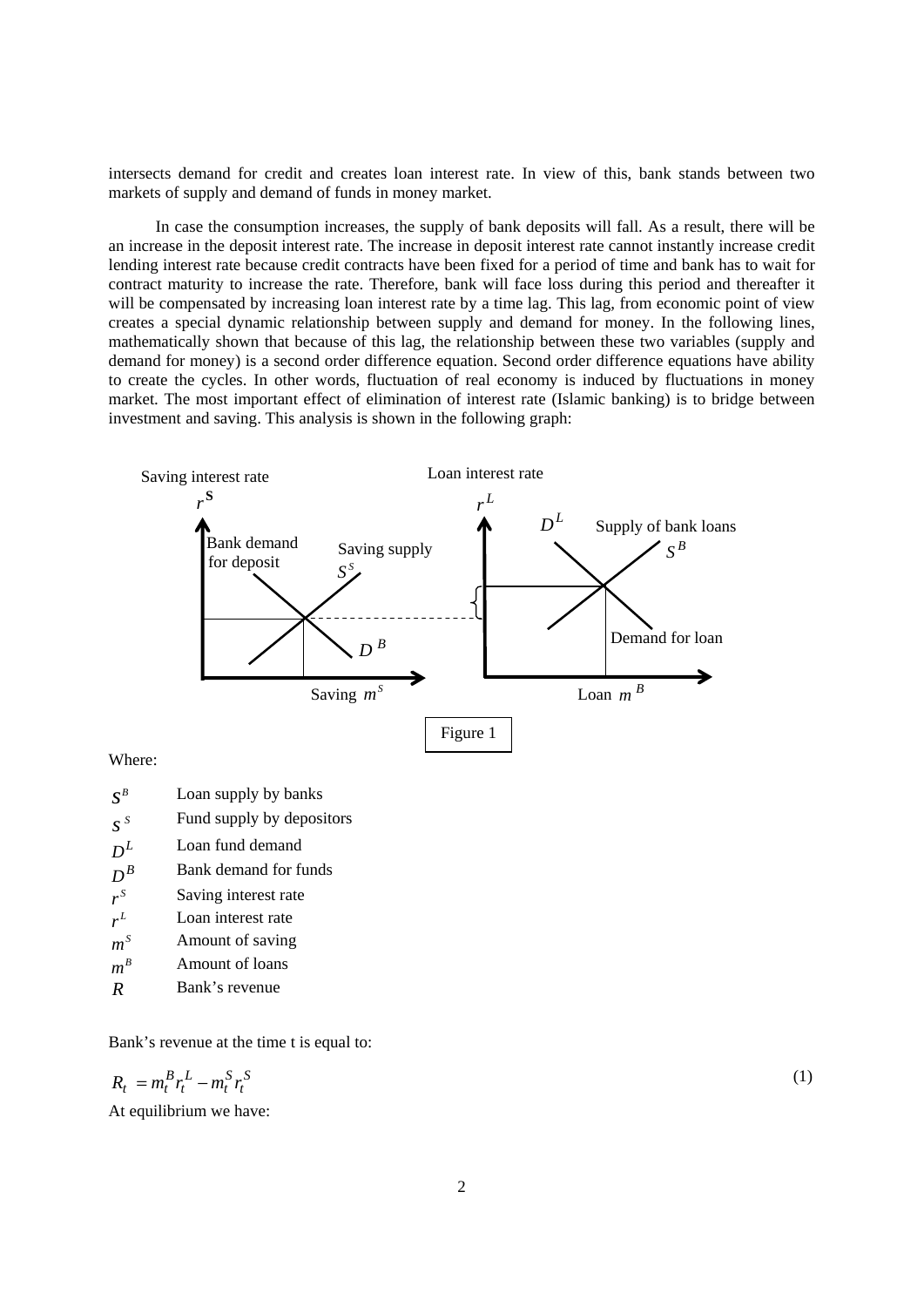intersects demand for credit and creates loan interest rate. In view of this, bank stands between two markets of supply and demand of funds in money market.

In case the consumption increases, the supply of bank deposits will fall. As a result, there will be an increase in the deposit interest rate. The increase in deposit interest rate cannot instantly increase credit lending interest rate because credit contracts have been fixed for a period of time and bank has to wait for contract maturity to increase the rate. Therefore, bank will face loss during this period and thereafter it will be compensated by increasing loan interest rate by a time lag. This lag, from economic point of view creates a special dynamic relationship between supply and demand for money. In the following lines, mathematically shown that because of this lag, the relationship between these two variables (supply and demand for money) is a second order difference equation. Second order difference equations have ability to create the cycles. In other words, fluctuation of real economy is induced by fluctuations in money market. The most important effect of elimination of interest rate (Islamic banking) is to bridge between investment and saving. This analysis is shown in the following graph:

Figure 1

Where:

| | |
|---|---|
| $S^B$ | Loan supply by banks |
| $S^S$ | Fund supply by depositors |
| $D^L$ | Loan fund demand |
| $D^B$ | Bank demand for funds |
| $r^S$ | Saving interest rate |
| $r^L$ | Loan interest rate |
| $m^S$ | Amount of saving |
| $m^B$ | Amount of loans |
| $R$ | Bank's revenue |

Bank's revenue at the time t is equal to:

$$R_t = m_t^B r_t^L - m_t^S r_t^S \tag{1}$$

At equilibrium we have: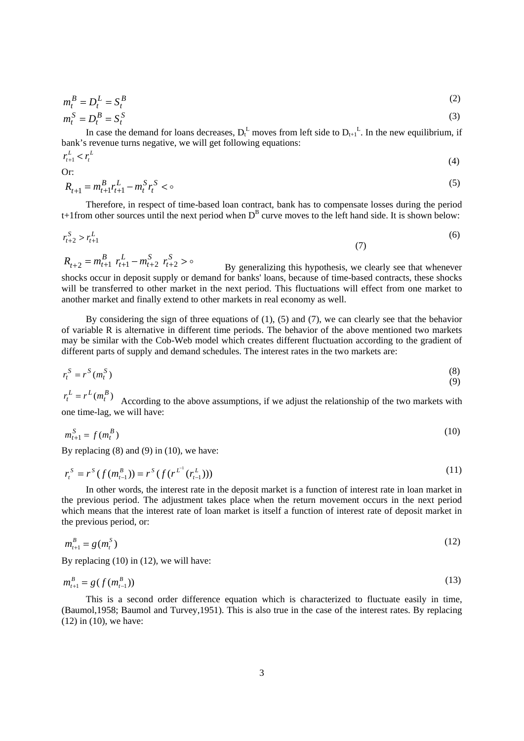$$m_t^B = D_t^L = S_t^B \tag{2}$$

$$m_t^S = D_t^B = S_t^S \tag{3}$$

In case the demand for loans decreases, $D_t^L$ moves from left side to $D_{t+1}^L$. In the new equilibrium, if bank's revenue turns negative, we will get following equations:

$$r_{t+1}^L < r_t^L \tag{4}$$

Or:

$$R_{t+1} = m_{t+1}^B r_{t+1}^L - m_t^S r_t^S < \circ \tag{5}$$

Therefore, in respect of time-based loan contract, bank has to compensate losses during the period t+1from other sources until the next period when $D^B$ curve moves to the left hand side. It is shown below:

$$r_{t+2}^S > r_{t+1}^L \tag{6}$$

$$R_{t+2} = m_{t+1}^B \; r_{t+1}^L - m_{t+2}^S \; r_{t+2}^S > \circ \tag{7}$$

By generalizing this hypothesis, we clearly see that whenever shocks occur in deposit supply or demand for banks' loans, because of time-based contracts, these shocks will be transferred to other market in the next period. This fluctuations will effect from one market to another market and finally extend to other markets in real economy as well.

By considering the sign of three equations of (1), (5) and (7), we can clearly see that the behavior of variable R is alternative in different time periods. The behavior of the above mentioned two markets may be similar with the Cob-Web model which creates different fluctuation according to the gradient of different parts of supply and demand schedules. The interest rates in the two markets are:

$$r_t^S = r^S(m_t^S) \tag{8}$$

$$r_t^L = r^L(m_t^B) \tag{9}$$

According to the above assumptions, if we adjust the relationship of the two markets with one time-lag, we will have:

$$m_{t+1}^S = f(m_t^B) \tag{10}$$

By replacing (8) and (9) in (10), we have:

$$r_t^S = r^S(f(m_{t-1}^B)) = r^S(f(r^{L^{-1}}(r_{t-1}^L))) \tag{11}$$

In other words, the interest rate in the deposit market is a function of interest rate in loan market in the previous period. The adjustment takes place when the return movement occurs in the next period which means that the interest rate of loan market is itself a function of interest rate of deposit market in the previous period, or:

$$m_{t+1}^B = g(m_t^S) \tag{12}$$

By replacing (10) in (12), we will have:

$$m_{t+1}^B = g(f(m_{t-1}^B)) \tag{13}$$

This is a second order difference equation which is characterized to fluctuate easily in time, (Baumol,1958; Baumol and Turvey,1951). This is also true in the case of the interest rates. By replacing (12) in (10), we have: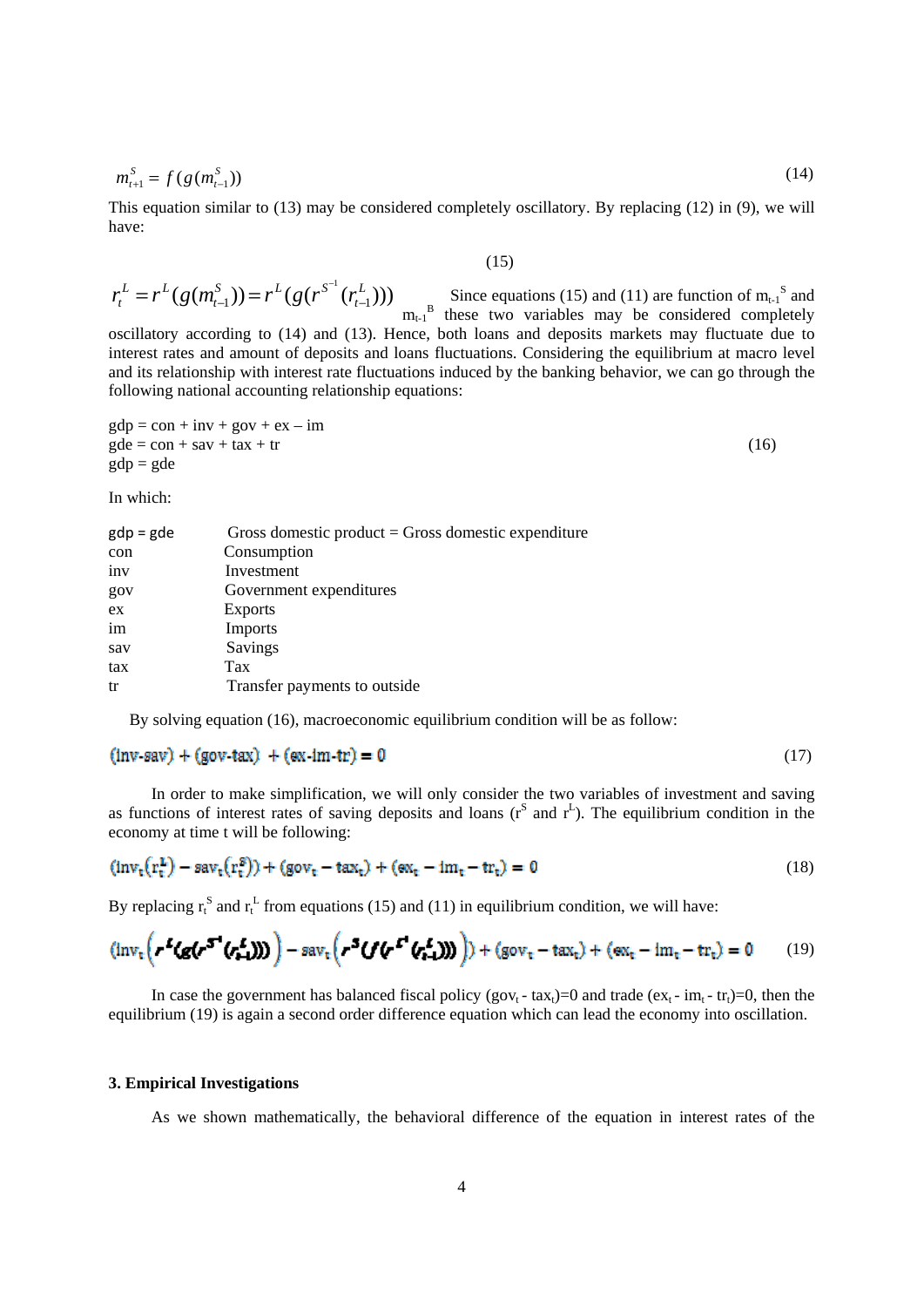$$m_{t+1}^{S} = f(g(m_{t-1}^{S})) \tag{14}$$

This equation similar to (13) may be considered completely oscillatory. By replacing (12) in (9), we will have:

$$r_t^L = r^L(g(m_{t-1}^S)) = r^L(g(r^{S^{-1}}(r_{t-1}^L))) \tag{15}$$

Since equations (15) and (11) are function of $m_{t-1}^S$ and $m_{t-1}^B$ these two variables may be considered completely oscillatory according to (14) and (13). Hence, both loans and deposits markets may fluctuate due to interest rates and amount of deposits and loans fluctuations. Considering the equilibrium at macro level and its relationship with interest rate fluctuations induced by the banking behavior, we can go through the following national accounting relationship equations:

$$\begin{aligned} gdp &= con + inv + gov + ex - im \\ gde &= con + sav + tax + tr \\ gdp &= gde \end{aligned} \tag{16}$$

In which:

| | |
|---|---|
| gdp = gde | Gross domestic product = Gross domestic expenditure |
| con | Consumption |
| inv | Investment |
| gov | Government expenditures |
| ex | Exports |
| im | Imports |
| sav | Savings |
| tax | Tax |
| tr | Transfer payments to outside |

By solving equation (16), macroeconomic equilibrium condition will be as follow:

$$(inv\text{-}sav) + (gov\text{-}tax) + (ex\text{-}im\text{-}tr) = 0 \tag{17}$$

In order to make simplification, we will only consider the two variables of investment and saving as functions of interest rates of saving deposits and loans ($r^S$ and $r^L$). The equilibrium condition in the economy at time t will be following:

$$(inv_t(r_t^L) - sav_t(r_t^S)) + (gov_t - tax_t) + (ex_t - im_t - tr_t) = 0 \tag{18}$$

By replacing $r_t^S$ and $r_t^L$ from equations (15) and (11) in equilibrium condition, we will have:

$$\left(inv_t\left(r^L(g(r^{S^{-1}}(r_{t-1}^L)))\right) - sav_t\left(r^S(f(r^{L^{-1}}(r_{t-1}^L)))\right)\right) + (gov_t - tax_t) + (ex_t - im_t - tr_t) = 0 \tag{19}$$

In case the government has balanced fiscal policy ($gov_t$ - $tax_t$)=0 and trade ($ex_t$ - $im_t$ - $tr_t$)=0, then the equilibrium (19) is again a second order difference equation which can lead the economy into oscillation.

## 3. Empirical Investigations

As we shown mathematically, the behavioral difference of the equation in interest rates of the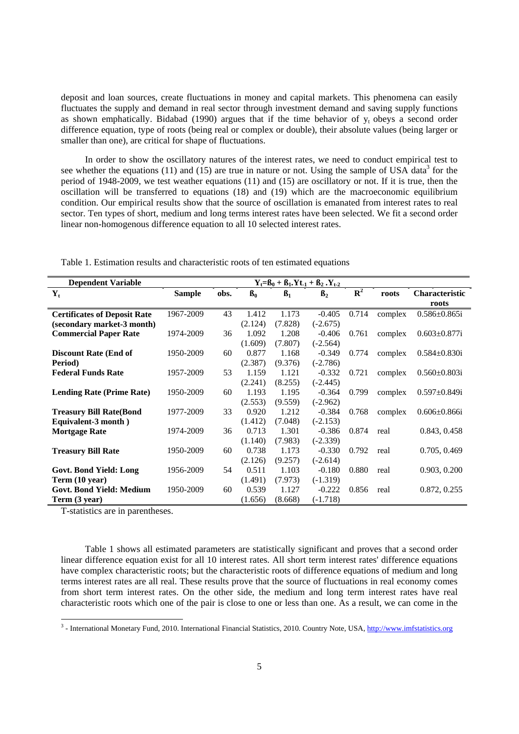deposit and loan sources, create fluctuations in money and capital markets. This phenomena can easily fluctuates the supply and demand in real sector through investment demand and saving supply functions as shown emphatically. Bidabad (1990) argues that if the time behavior of $y_t$ obeys a second order difference equation, type of roots (being real or complex or double), their absolute values (being larger or smaller than one), are critical for shape of fluctuations.

In order to show the oscillatory natures of the interest rates, we need to conduct empirical test to see whether the equations (11) and (15) are true in nature or not. Using the sample of USA data[3] for the period of 1948-2009, we test weather equations (11) and (15) are oscillatory or not. If it is true, then the oscillation will be transferred to equations (18) and (19) which are the macroeconomic equilibrium condition. Our empirical results show that the source of oscillation is emanated from interest rates to real sector. Ten types of short, medium and long terms interest rates have been selected. We fit a second order linear non-homogenous difference equation to all 10 selected interest rates.

Table 1. Estimation results and characteristic roots of ten estimated equations

| Dependent Variable | $Y_t=\beta_0 + \beta_1 . Y_{t-1} + \beta_2 . Y_{t-2}$ | | | | | | | |
|---|---|---|---|---|---|---|---|---|
| $Y_t$ | Sample | obs. | $\beta_0$ | $\beta_1$ | $\beta_2$ | $R^2$ | roots | Characteristic roots |
| **Certificates of Deposit Rate (secondary market-3 month)** | 1967-2009 | 43 | 1.412 (2.124) | 1.173 (7.828) | -0.405 (-2.675) | 0.714 | complex | 0.586±0.865i |
| **Commercial Paper Rate** | 1974-2009 | 36 | 1.092 (1.609) | 1.208 (7.807) | -0.406 (-2.564) | 0.761 | complex | 0.603±0.877i |
| **Discount Rate (End of Period)** | 1950-2009 | 60 | 0.877 (2.387) | 1.168 (9.376) | -0.349 (-2.786) | 0.774 | complex | 0.584±0.830i |
| **Federal Funds Rate** | 1957-2009 | 53 | 1.159 (2.241) | 1.121 (8.255) | -0.332 (-2.445) | 0.721 | complex | 0.560±0.803i |
| **Lending Rate (Prime Rate)** | 1950-2009 | 60 | 1.193 (2.553) | 1.195 (9.559) | -0.364 (-2.962) | 0.799 | complex | 0.597±0.849i |
| **Treasury Bill Rate(Bond Equivalent-3 month )** | 1977-2009 | 33 | 0.920 (1.412) | 1.212 (7.048) | -0.384 (-2.153) | 0.768 | complex | 0.606±0.866i |
| **Mortgage Rate** | 1974-2009 | 36 | 0.713 (1.140) | 1.301 (7.983) | -0.386 (-2.339) | 0.874 | real | 0.843, 0.458 |
| **Treasury Bill Rate** | 1950-2009 | 60 | 0.738 (2.126) | 1.173 (9.257) | -0.330 (-2.614) | 0.792 | real | 0.705, 0.469 |
| **Govt. Bond Yield: Long Term (10 year)** | 1956-2009 | 54 | 0.511 (1.491) | 1.103 (7.973) | -0.180 (-1.319) | 0.880 | real | 0.903, 0.200 |
| **Govt. Bond Yield: Medium Term (3 year)** | 1950-2009 | 60 | 0.539 (1.656) | 1.127 (8.668) | -0.222 (-1.718) | 0.856 | real | 0.872, 0.255 |

T-statistics are in parentheses.

Table 1 shows all estimated parameters are statistically significant and proves that a second order linear difference equation exist for all 10 interest rates. All short term interest rates' difference equations have complex characteristic roots; but the characteristic roots of difference equations of medium and long terms interest rates are all real. These results prove that the source of fluctuations in real economy comes from short term interest rates. On the other side, the medium and long term interest rates have real characteristic roots which one of the pair is close to one or less than one. As a result, we can come in the

[3] - International Monetary Fund, 2010. International Financial Statistics, 2010. Country Note, USA, http://www.imfstatistics.org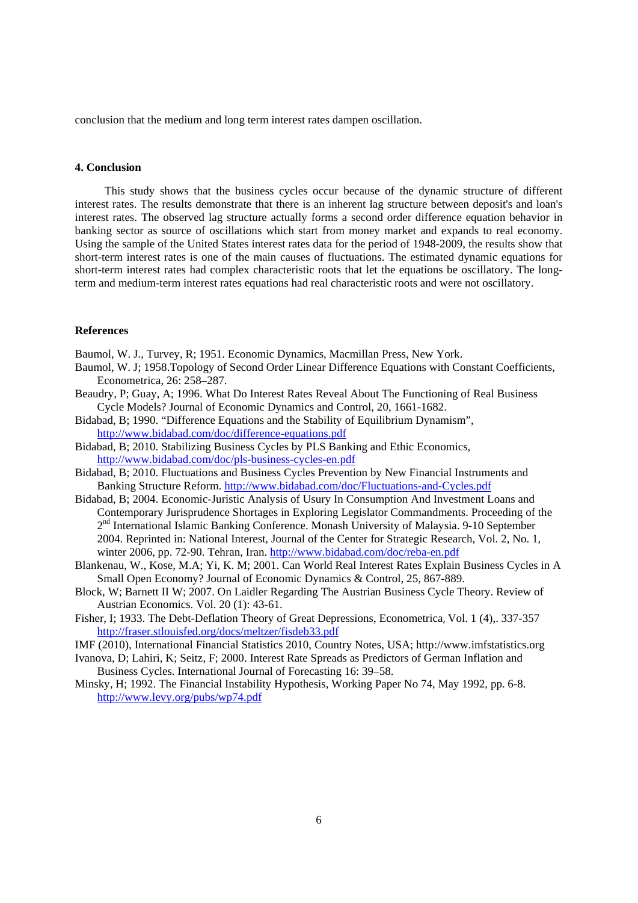conclusion that the medium and long term interest rates dampen oscillation.

## 4. Conclusion

This study shows that the business cycles occur because of the dynamic structure of different interest rates. The results demonstrate that there is an inherent lag structure between deposit's and loan's interest rates. The observed lag structure actually forms a second order difference equation behavior in banking sector as source of oscillations which start from money market and expands to real economy. Using the sample of the United States interest rates data for the period of 1948-2009, the results show that short-term interest rates is one of the main causes of fluctuations. The estimated dynamic equations for short-term interest rates had complex characteristic roots that let the equations be oscillatory. The long-term and medium-term interest rates equations had real characteristic roots and were not oscillatory.

## References

Baumol, W. J., Turvey, R; 1951. Economic Dynamics, Macmillan Press, New York.

Baumol, W. J; 1958.Topology of Second Order Linear Difference Equations with Constant Coefficients, Econometrica, 26: 258–287.

Beaudry, P; Guay, A; 1996. What Do Interest Rates Reveal About The Functioning of Real Business Cycle Models? Journal of Economic Dynamics and Control, 20, 1661-1682.

Bidabad, B; 1990. "Difference Equations and the Stability of Equilibrium Dynamism", http://www.bidabad.com/doc/difference-equations.pdf

Bidabad, B; 2010. Stabilizing Business Cycles by PLS Banking and Ethic Economics, http://www.bidabad.com/doc/pls-business-cycles-en.pdf

Bidabad, B; 2010. Fluctuations and Business Cycles Prevention by New Financial Instruments and Banking Structure Reform. http://www.bidabad.com/doc/Fluctuations-and-Cycles.pdf

Bidabad, B; 2004. Economic-Juristic Analysis of Usury In Consumption And Investment Loans and Contemporary Jurisprudence Shortages in Exploring Legislator Commandments. Proceeding of the 2nd International Islamic Banking Conference. Monash University of Malaysia. 9-10 September 2004. Reprinted in: National Interest, Journal of the Center for Strategic Research, Vol. 2, No. 1, winter 2006, pp. 72-90. Tehran, Iran. http://www.bidabad.com/doc/reba-en.pdf

Blankenau, W., Kose, M.A; Yi, K. M; 2001. Can World Real Interest Rates Explain Business Cycles in A Small Open Economy? Journal of Economic Dynamics & Control, 25, 867-889.

Block, W; Barnett II W; 2007. On Laidler Regarding The Austrian Business Cycle Theory. Review of Austrian Economics. Vol. 20 (1): 43-61.

Fisher, I; 1933. The Debt-Deflation Theory of Great Depressions, Econometrica, Vol. 1 (4),. 337-357 http://fraser.stlouisfed.org/docs/meltzer/fisdeb33.pdf

IMF (2010), International Financial Statistics 2010, Country Notes, USA; http://www.imfstatistics.org

Ivanova, D; Lahiri, K; Seitz, F; 2000. Interest Rate Spreads as Predictors of German Inflation and Business Cycles. International Journal of Forecasting 16: 39–58.

Minsky, H; 1992. The Financial Instability Hypothesis, Working Paper No 74, May 1992, pp. 6-8. http://www.levy.org/pubs/wp74.pdf